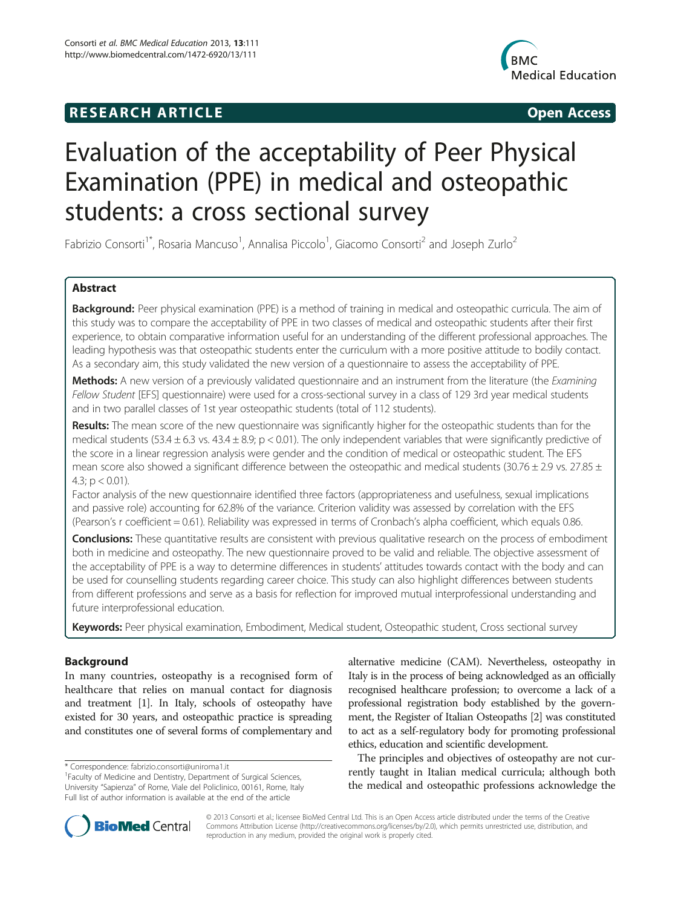**RESEARCH ARTICLE** **Open Access**

# Evaluation of the acceptability of Peer Physical Examination (PPE) in medical and osteopathic students: a cross sectional survey

Fabrizio Consorti[1*], Rosaria Mancuso[1], Annalisa Piccolo[1], Giacomo Consorti[2] and Joseph Zurlo[2]

## Abstract

**Background:** Peer physical examination (PPE) is a method of training in medical and osteopathic curricula. The aim of this study was to compare the acceptability of PPE in two classes of medical and osteopathic students after their first experience, to obtain comparative information useful for an understanding of the different professional approaches. The leading hypothesis was that osteopathic students enter the curriculum with a more positive attitude to bodily contact. As a secondary aim, this study validated the new version of a questionnaire to assess the acceptability of PPE.

**Methods:** A new version of a previously validated questionnaire and an instrument from the literature (the *Examining Fellow Student* [EFS] questionnaire) were used for a cross-sectional survey in a class of 129 3rd year medical students and in two parallel classes of 1st year osteopathic students (total of 112 students).

**Results:** The mean score of the new questionnaire was significantly higher for the osteopathic students than for the medical students ($53.4 \pm 6.3$ vs. $43.4 \pm 8.9$; $p < 0.01$). The only independent variables that were significantly predictive of the score in a linear regression analysis were gender and the condition of medical or osteopathic student. The EFS mean score also showed a significant difference between the osteopathic and medical students ($30.76 \pm 2.9$ vs. $27.85 \pm 4.3$; $p < 0.01$).

Factor analysis of the new questionnaire identified three factors (appropriateness and usefulness, sexual implications and passive role) accounting for 62.8% of the variance. Criterion validity was assessed by correlation with the EFS (Pearson's r coefficient = 0.61). Reliability was expressed in terms of Cronbach's alpha coefficient, which equals 0.86.

**Conclusions:** These quantitative results are consistent with previous qualitative research on the process of embodiment both in medicine and osteopathy. The new questionnaire proved to be valid and reliable. The objective assessment of the acceptability of PPE is a way to determine differences in students' attitudes towards contact with the body and can be used for counselling students regarding career choice. This study can also highlight differences between students from different professions and serve as a basis for reflection for improved mutual interprofessional understanding and future interprofessional education.

**Keywords:** Peer physical examination, Embodiment, Medical student, Osteopathic student, Cross sectional survey

## Background

In many countries, osteopathy is a recognised form of healthcare that relies on manual contact for diagnosis and treatment [1]. In Italy, schools of osteopathy have existed for 30 years, and osteopathic practice is spreading and constitutes one of several forms of complementary and alternative medicine (CAM). Nevertheless, osteopathy in Italy is in the process of being acknowledged as an officially recognised healthcare profession; to overcome a lack of a professional registration body established by the government, the Register of Italian Osteopaths [2] was constituted to act as a self-regulatory body for promoting professional ethics, education and scientific development.

The principles and objectives of osteopathy are not currently taught in Italian medical curricula; although both the medical and osteopathic professions acknowledge the

* Correspondence: fabrizio.consorti@uniroma1.it
[1]Faculty of Medicine and Dentistry, Department of Surgical Sciences, University "Sapienza" of Rome, Viale del Policlinico, 00161, Rome, Italy
Full list of author information is available at the end of the article

© 2013 Consorti et al.; licensee BioMed Central Ltd. This is an Open Access article distributed under the terms of the Creative Commons Attribution License (http://creativecommons.org/licenses/by/2.0), which permits unrestricted use, distribution, and reproduction in any medium, provided the original work is properly cited.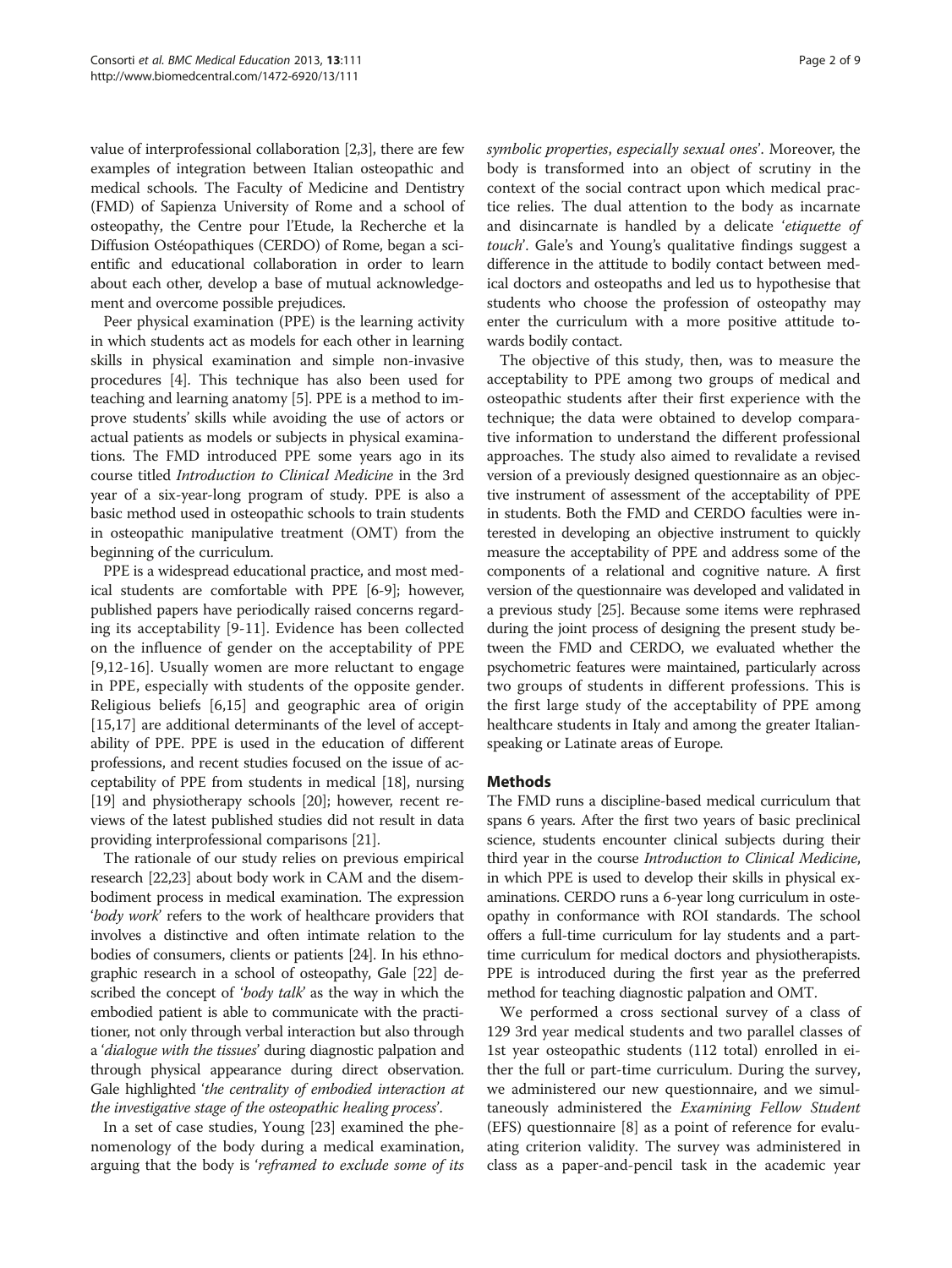value of interprofessional collaboration [2,3], there are few examples of integration between Italian osteopathic and medical schools. The Faculty of Medicine and Dentistry (FMD) of Sapienza University of Rome and a school of osteopathy, the Centre pour l'Etude, la Recherche et la Diffusion Ostéopathiques (CERDO) of Rome, began a scientific and educational collaboration in order to learn about each other, develop a base of mutual acknowledgement and overcome possible prejudices.

Peer physical examination (PPE) is the learning activity in which students act as models for each other in learning skills in physical examination and simple non-invasive procedures [4]. This technique has also been used for teaching and learning anatomy [5]. PPE is a method to improve students' skills while avoiding the use of actors or actual patients as models or subjects in physical examinations. The FMD introduced PPE some years ago in its course titled *Introduction to Clinical Medicine* in the 3rd year of a six-year-long program of study. PPE is also a basic method used in osteopathic schools to train students in osteopathic manipulative treatment (OMT) from the beginning of the curriculum.

PPE is a widespread educational practice, and most medical students are comfortable with PPE [6-9]; however, published papers have periodically raised concerns regarding its acceptability [9-11]. Evidence has been collected on the influence of gender on the acceptability of PPE [9,12-16]. Usually women are more reluctant to engage in PPE, especially with students of the opposite gender. Religious beliefs [6,15] and geographic area of origin [15,17] are additional determinants of the level of acceptability of PPE. PPE is used in the education of different professions, and recent studies focused on the issue of acceptability of PPE from students in medical [18], nursing [19] and physiotherapy schools [20]; however, recent reviews of the latest published studies did not result in data providing interprofessional comparisons [21].

The rationale of our study relies on previous empirical research [22,23] about body work in CAM and the disembodiment process in medical examination. The expression '*body work*' refers to the work of healthcare providers that involves a distinctive and often intimate relation to the bodies of consumers, clients or patients [24]. In his ethnographic research in a school of osteopathy, Gale [22] described the concept of '*body talk*' as the way in which the embodied patient is able to communicate with the practitioner, not only through verbal interaction but also through a '*dialogue with the tissues*' during diagnostic palpation and through physical appearance during direct observation. Gale highlighted '*the centrality of embodied interaction at the investigative stage of the osteopathic healing process*'.

In a set of case studies, Young [23] examined the phenomenology of the body during a medical examination, arguing that the body is '*reframed to exclude some of its symbolic properties, especially sexual ones*'. Moreover, the body is transformed into an object of scrutiny in the context of the social contract upon which medical practice relies. The dual attention to the body as incarnate and disincarnate is handled by a delicate '*etiquette of touch*'. Gale's and Young's qualitative findings suggest a difference in the attitude to bodily contact between medical doctors and osteopaths and led us to hypothesise that students who choose the profession of osteopathy may enter the curriculum with a more positive attitude towards bodily contact.

The objective of this study, then, was to measure the acceptability to PPE among two groups of medical and osteopathic students after their first experience with the technique; the data were obtained to develop comparative information to understand the different professional approaches. The study also aimed to revalidate a revised version of a previously designed questionnaire as an objective instrument of assessment of the acceptability of PPE in students. Both the FMD and CERDO faculties were interested in developing an objective instrument to quickly measure the acceptability of PPE and address some of the components of a relational and cognitive nature. A first version of the questionnaire was developed and validated in a previous study [25]. Because some items were rephrased during the joint process of designing the present study between the FMD and CERDO, we evaluated whether the psychometric features were maintained, particularly across two groups of students in different professions. This is the first large study of the acceptability of PPE among healthcare students in Italy and among the greater Italian-speaking or Latinate areas of Europe.

## Methods

The FMD runs a discipline-based medical curriculum that spans 6 years. After the first two years of basic preclinical science, students encounter clinical subjects during their third year in the course *Introduction to Clinical Medicine*, in which PPE is used to develop their skills in physical examinations. CERDO runs a 6-year long curriculum in osteopathy in conformance with ROI standards. The school offers a full-time curriculum for lay students and a part-time curriculum for medical doctors and physiotherapists. PPE is introduced during the first year as the preferred method for teaching diagnostic palpation and OMT.

We performed a cross sectional survey of a class of 129 3rd year medical students and two parallel classes of 1st year osteopathic students (112 total) enrolled in either the full or part-time curriculum. During the survey, we administered our new questionnaire, and we simultaneously administered the *Examining Fellow Student* (EFS) questionnaire [8] as a point of reference for evaluating criterion validity. The survey was administered in class as a paper-and-pencil task in the academic year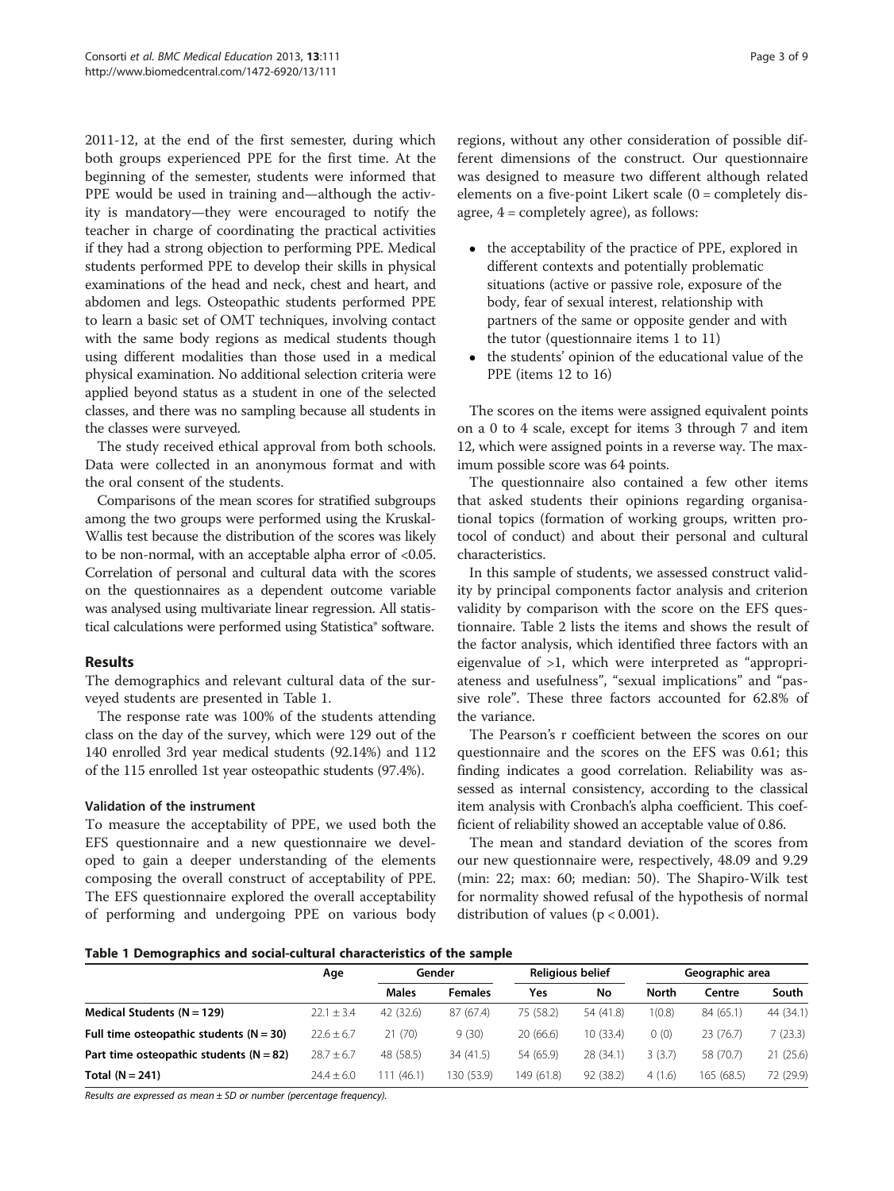2011-12, at the end of the first semester, during which both groups experienced PPE for the first time. At the beginning of the semester, students were informed that PPE would be used in training and—although the activity is mandatory—they were encouraged to notify the teacher in charge of coordinating the practical activities if they had a strong objection to performing PPE. Medical students performed PPE to develop their skills in physical examinations of the head and neck, chest and heart, and abdomen and legs. Osteopathic students performed PPE to learn a basic set of OMT techniques, involving contact with the same body regions as medical students though using different modalities than those used in a medical physical examination. No additional selection criteria were applied beyond status as a student in one of the selected classes, and there was no sampling because all students in the classes were surveyed.

The study received ethical approval from both schools. Data were collected in an anonymous format and with the oral consent of the students.

Comparisons of the mean scores for stratified subgroups among the two groups were performed using the Kruskal-Wallis test because the distribution of the scores was likely to be non-normal, with an acceptable alpha error of <0.05. Correlation of personal and cultural data with the scores on the questionnaires as a dependent outcome variable was analysed using multivariate linear regression. All statistical calculations were performed using Statistica® software.

## Results

The demographics and relevant cultural data of the surveyed students are presented in Table 1.

The response rate was 100% of the students attending class on the day of the survey, which were 129 out of the 140 enrolled 3rd year medical students (92.14%) and 112 of the 115 enrolled 1st year osteopathic students (97.4%).

### Validation of the instrument

To measure the acceptability of PPE, we used both the EFS questionnaire and a new questionnaire we developed to gain a deeper understanding of the elements composing the overall construct of acceptability of PPE. The EFS questionnaire explored the overall acceptability of performing and undergoing PPE on various body regions, without any other consideration of possible different dimensions of the construct. Our questionnaire was designed to measure two different although related elements on a five-point Likert scale (0 = completely disagree, 4 = completely agree), as follows:

- the acceptability of the practice of PPE, explored in different contexts and potentially problematic situations (active or passive role, exposure of the body, fear of sexual interest, relationship with partners of the same or opposite gender and with the tutor (questionnaire items 1 to 11)
- the students' opinion of the educational value of the PPE (items 12 to 16)

The scores on the items were assigned equivalent points on a 0 to 4 scale, except for items 3 through 7 and item 12, which were assigned points in a reverse way. The maximum possible score was 64 points.

The questionnaire also contained a few other items that asked students their opinions regarding organisational topics (formation of working groups, written protocol of conduct) and about their personal and cultural characteristics.

In this sample of students, we assessed construct validity by principal components factor analysis and criterion validity by comparison with the score on the EFS questionnaire. Table 2 lists the items and shows the result of the factor analysis, which identified three factors with an eigenvalue of >1, which were interpreted as "appropriateness and usefulness", "sexual implications" and "passive role". These three factors accounted for 62.8% of the variance.

The Pearson's r coefficient between the scores on our questionnaire and the scores on the EFS was 0.61; this finding indicates a good correlation. Reliability was assessed as internal consistency, according to the classical item analysis with Cronbach's alpha coefficient. This coefficient of reliability showed an acceptable value of 0.86.

The mean and standard deviation of the scores from our new questionnaire were, respectively, 48.09 and 9.29 (min: 22; max: 60; median: 50). The Shapiro-Wilk test for normality showed refusal of the hypothesis of normal distribution of values ($p < 0.001$).

**Table 1 Demographics and social-cultural characteristics of the sample**

| | Age | Gender | | Religious belief | | Geographic area | | |
|---|---|---|---|---|---|---|---|---|
| | | Males | Females | Yes | No | North | Centre | South |
| **Medical Students (N = 129)** | 22.1 ± 3.4 | 42 (32.6) | 87 (67.4) | 75 (58.2) | 54 (41.8) | 1(0.8) | 84 (65.1) | 44 (34.1) |
| **Full time osteopathic students (N = 30)** | 22.6 ± 6.7 | 21 (70) | 9 (30) | 20 (66.6) | 10 (33.4) | 0 (0) | 23 (76.7) | 7 (23.3) |
| **Part time osteopathic students (N = 82)** | 28.7 ± 6.7 | 48 (58.5) | 34 (41.5) | 54 (65.9) | 28 (34.1) | 3 (3.7) | 58 (70.7) | 21 (25.6) |
| **Total (N = 241)** | 24.4 ± 6.0 | 111 (46.1) | 130 (53.9) | 149 (61.8) | 92 (38.2) | 4 (1.6) | 165 (68.5) | 72 (29.9) |

*Results are expressed as mean ± SD or number (percentage frequency).*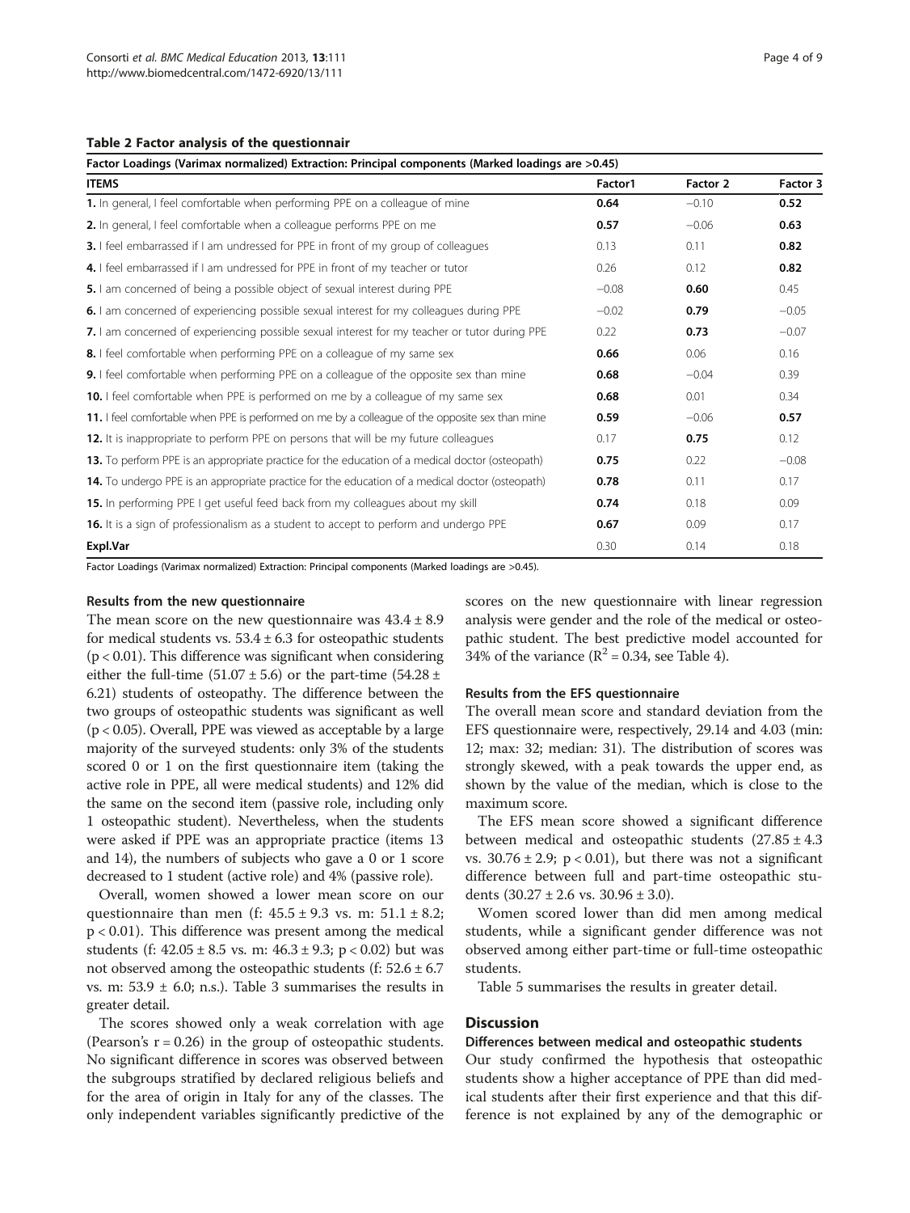**Table 2 Factor analysis of the questionnair**

| Factor Loadings (Varimax normalized) Extraction: Principal components (Marked loadings are >0.45) | | | |
|---|---|---|---|
| **ITEMS** | **Factor1** | **Factor 2** | **Factor 3** |
| **1.** In general, I feel comfortable when performing PPE on a colleague of mine | **0.64** | −0.10 | **0.52** |
| **2.** In general, I feel comfortable when a colleague performs PPE on me | **0.57** | −0.06 | **0.63** |
| **3.** I feel embarrassed if I am undressed for PPE in front of my group of colleagues | 0.13 | 0.11 | **0.82** |
| **4.** I feel embarrassed if I am undressed for PPE in front of my teacher or tutor | 0.26 | 0.12 | **0.82** |
| **5.** I am concerned of being a possible object of sexual interest during PPE | −0.08 | **0.60** | 0.45 |
| **6.** I am concerned of experiencing possible sexual interest for my colleagues during PPE | −0.02 | **0.79** | −0.05 |
| **7.** I am concerned of experiencing possible sexual interest for my teacher or tutor during PPE | 0.22 | **0.73** | −0.07 |
| **8.** I feel comfortable when performing PPE on a colleague of my same sex | **0.66** | 0.06 | 0.16 |
| **9.** I feel comfortable when performing PPE on a colleague of the opposite sex than mine | **0.68** | −0.04 | 0.39 |
| **10.** I feel comfortable when PPE is performed on me by a colleague of my same sex | **0.68** | 0.01 | 0.34 |
| **11.** I feel comfortable when PPE is performed on me by a colleague of the opposite sex than mine | 0.59 | −0.06 | **0.57** |
| **12.** It is inappropriate to perform PPE on persons that will be my future colleagues | 0.17 | **0.75** | 0.12 |
| **13.** To perform PPE is an appropriate practice for the education of a medical doctor (osteopath) | **0.75** | 0.22 | −0.08 |
| **14.** To undergo PPE is an appropriate practice for the education of a medical doctor (osteopath) | **0.78** | 0.11 | 0.17 |
| **15.** In performing PPE I get useful feed back from my colleagues about my skill | **0.74** | 0.18 | 0.09 |
| **16.** It is a sign of professionalism as a student to accept to perform and undergo PPE | **0.67** | 0.09 | 0.17 |
| **Expl.Var** | 0.30 | 0.14 | 0.18 |

Factor Loadings (Varimax normalized) Extraction: Principal components (Marked loadings are >0.45).

### Results from the new questionnaire

The mean score on the new questionnaire was 43.4 ± 8.9 for medical students vs. 53.4 ± 6.3 for osteopathic students ($p < 0.01$). This difference was significant when considering either the full-time (51.07 ± 5.6) or the part-time (54.28 ± 6.21) students of osteopathy. The difference between the two groups of osteopathic students was significant as well ($p < 0.05$). Overall, PPE was viewed as acceptable by a large majority of the surveyed students: only 3% of the students scored 0 or 1 on the first questionnaire item (taking the active role in PPE, all were medical students) and 12% did the same on the second item (passive role, including only 1 osteopathic student). Nevertheless, when the students were asked if PPE was an appropriate practice (items 13 and 14), the numbers of subjects who gave a 0 or 1 score decreased to 1 student (active role) and 4% (passive role).

Overall, women showed a lower mean score on our questionnaire than men (f: 45.5 ± 9.3 vs. m: 51.1 ± 8.2; $p < 0.01$). This difference was present among the medical students (f: 42.05 ± 8.5 vs. m: 46.3 ± 9.3; $p < 0.02$) but was not observed among the osteopathic students (f: 52.6 ± 6.7 vs. m: 53.9 ± 6.0; n.s.). Table 3 summarises the results in greater detail.

The scores showed only a weak correlation with age (Pearson's $r = 0.26$) in the group of osteopathic students. No significant difference in scores was observed between the subgroups stratified by declared religious beliefs and for the area of origin in Italy for any of the classes. The only independent variables significantly predictive of the scores on the new questionnaire with linear regression analysis were gender and the role of the medical or osteopathic student. The best predictive model accounted for 34% of the variance ($R^2 = 0.34$, see Table 4).

### Results from the EFS questionnaire

The overall mean score and standard deviation from the EFS questionnaire were, respectively, 29.14 and 4.03 (min: 12; max: 32; median: 31). The distribution of scores was strongly skewed, with a peak towards the upper end, as shown by the value of the median, which is close to the maximum score.

The EFS mean score showed a significant difference between medical and osteopathic students (27.85 ± 4.3 vs. 30.76 ± 2.9; $p < 0.01$), but there was not a significant difference between full and part-time osteopathic students (30.27 ± 2.6 vs. 30.96 ± 3.0).

Women scored lower than did men among medical students, while a significant gender difference was not observed among either part-time or full-time osteopathic students.

Table 5 summarises the results in greater detail.

## Discussion

### Differences between medical and osteopathic students

Our study confirmed the hypothesis that osteopathic students show a higher acceptance of PPE than did medical students after their first experience and that this difference is not explained by any of the demographic or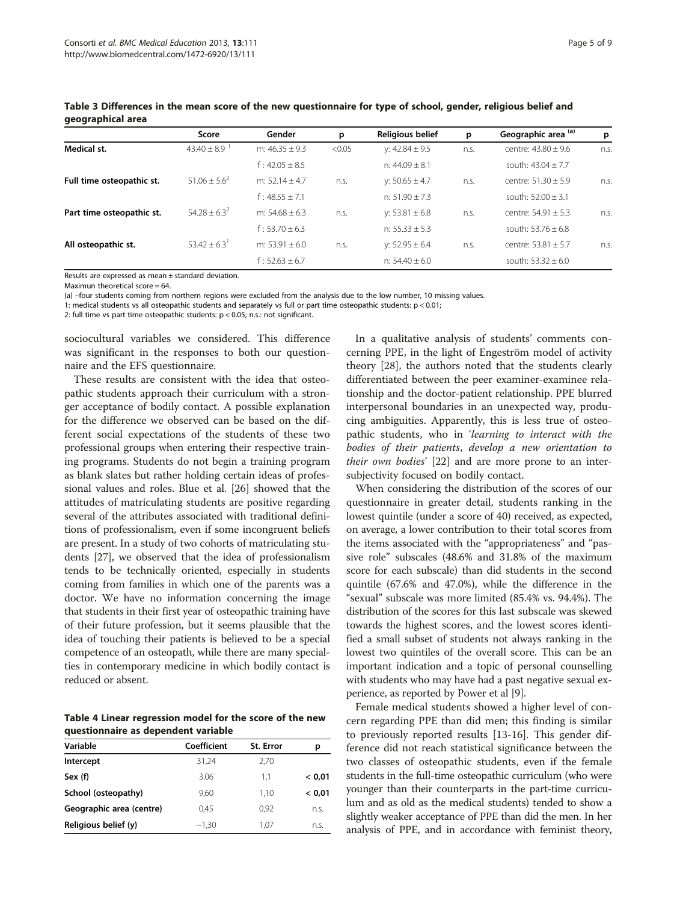**Table 3 Differences in the mean score of the new questionnaire for type of school, gender, religious belief and geographical area**

| | Score | Gender | p | Religious belief | p | Geographic area [(a)] | p |
|---|---|---|---|---|---|---|---|
| **Medical st.** | 43.40 ± 8.9 [1] | m: 46.35 ± 9.3 | <0.05 | y: 42.84 ± 9.5 | n.s. | centre: 43.80 ± 9.6 | n.s. |
| | | f : 42.05 ± 8.5 | | n: 44.09 ± 8.1 | | south: 43.04 ± 7.7 | |
| **Full time osteopathic st.** | 51.06 ± 5.6 [2] | m: 52.14 ± 4.7 | n.s. | y: 50.65 ± 4.7 | n.s. | centre: 51.30 ± 5.9 | n.s. |
| | | f : 48.55 ± 7.1 | | n: 51.90 ± 7.3 | | south: 52.00 ± 3.1 | |
| **Part time osteopathic st.** | 54.28 ± 6.3 [2] | m: 54.68 ± 6.3 | n.s. | y: 53.81 ± 6.8 | n.s. | centre: 54.91 ± 5.3 | n.s. |
| | | f : 53.70 ± 6.3 | | n: 55.33 ± 5.3 | | south: 53.76 ± 6.8 | |
| **All osteopathic st.** | 53.42 ± 6.3 [1] | m: 53.91 ± 6.0 | n.s. | y: 52.95 ± 6.4 | n.s. | centre: 53.81 ± 5.7 | n.s. |
| | | f : 52.63 ± 6.7 | | n: 54.40 ± 6.0 | | south: 53.32 ± 6.0 | |

Results are expressed as mean ± standard deviation.
Maximun theoretical score = 64.
(a) –four students coming from northern regions were excluded from the analysis due to the low number, 10 missing values.
1: medical students vs all osteopathic students and separately vs full or part time osteopathic students: $p < 0.01$;
2: full time vs part time osteopathic students: $p < 0.05$; n.s.: not significant.

sociocultural variables we considered. This difference was significant in the responses to both our questionnaire and the EFS questionnaire.

These results are consistent with the idea that osteopathic students approach their curriculum with a stronger acceptance of bodily contact. A possible explanation for the difference we observed can be based on the different social expectations of the students of these two professional groups when entering their respective training programs. Students do not begin a training program as blank slates but rather holding certain ideas of professional values and roles. Blue et al. [26] showed that the attitudes of matriculating students are positive regarding several of the attributes associated with traditional definitions of professionalism, even if some incongruent beliefs are present. In a study of two cohorts of matriculating students [27], we observed that the idea of professionalism tends to be technically oriented, especially in students coming from families in which one of the parents was a doctor. We have no information concerning the image that students in their first year of osteopathic training have of their future profession, but it seems plausible that the idea of touching their patients is believed to be a special competence of an osteopath, while there are many specialties in contemporary medicine in which bodily contact is reduced or absent.

**Table 4 Linear regression model for the score of the new questionnaire as dependent variable**

| Variable | Coefficient | St. Error | p |
|---|---|---|---|
| **Intercept** | 31,24 | 2,70 | |
| **Sex (f)** | 3.06 | 1,1 | < 0,01 |
| **School (osteopathy)** | 9,60 | 1,10 | < 0,01 |
| **Geographic area (centre)** | 0,45 | 0,92 | n.s. |
| **Religious belief (y)** | −1,30 | 1,07 | n.s. |

In a qualitative analysis of students' comments concerning PPE, in the light of Engeström model of activity theory [28], the authors noted that the students clearly differentiated between the peer examiner-examinee relationship and the doctor-patient relationship. PPE blurred interpersonal boundaries in an unexpected way, producing ambiguities. Apparently, this is less true of osteopathic students, who in '*learning to interact with the bodies of their patients*, *develop a new orientation to their own bodies*' [22] and are more prone to an intersubjectivity focused on bodily contact.

When considering the distribution of the scores of our questionnaire in greater detail, students ranking in the lowest quintile (under a score of 40) received, as expected, on average, a lower contribution to their total scores from the items associated with the "appropriateness" and "passive role" subscales (48.6% and 31.8% of the maximum score for each subscale) than did students in the second quintile (67.6% and 47.0%), while the difference in the "sexual" subscale was more limited (85.4% vs. 94.4%). The distribution of the scores for this last subscale was skewed towards the highest scores, and the lowest scores identified a small subset of students not always ranking in the lowest two quintiles of the overall score. This can be an important indication and a topic of personal counselling with students who may have had a past negative sexual experience, as reported by Power et al [9].

Female medical students showed a higher level of concern regarding PPE than did men; this finding is similar to previously reported results [13-16]. This gender difference did not reach statistical significance between the two classes of osteopathic students, even if the female students in the full-time osteopathic curriculum (who were younger than their counterparts in the part-time curriculum and as old as the medical students) tended to show a slightly weaker acceptance of PPE than did the men. In her analysis of PPE, and in accordance with feminist theory,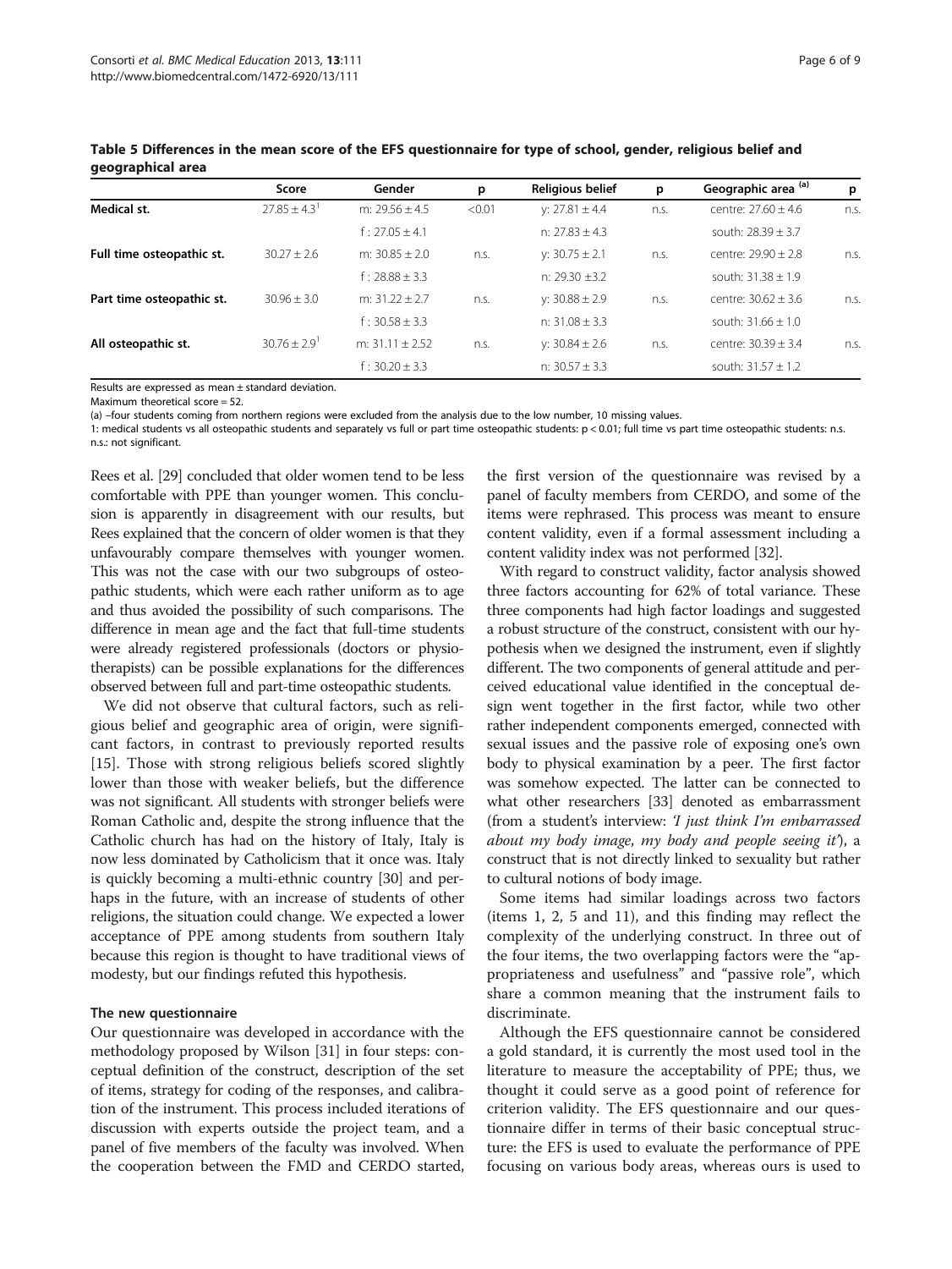**Table 5 Differences in the mean score of the EFS questionnaire for type of school, gender, religious belief and geographical area**

| | Score | Gender | p | Religious belief | p | Geographic area [(a)] | p |
|---|---|---|---|---|---|---|---|
| **Medical st.** | 27.85 ± 4.3[1] | m: 29.56 ± 4.5 | <0.01 | y: 27.81 ± 4.4 | n.s. | centre: 27.60 ± 4.6 | n.s. |
| | | f : 27.05 ± 4.1 | | n: 27.83 ± 4.3 | | south: 28.39 ± 3.7 | |
| **Full time osteopathic st.** | 30.27 ± 2.6 | m: 30.85 ± 2.0 | n.s. | y: 30.75 ± 2.1 | n.s. | centre: 29.90 ± 2.8 | n.s. |
| | | f : 28.88 ± 3.3 | | n: 29.30 ±3.2 | | south: 31.38 ± 1.9 | |
| **Part time osteopathic st.** | 30.96 ± 3.0 | m: 31.22 ± 2.7 | n.s. | y: 30.88 ± 2.9 | n.s. | centre: 30.62 ± 3.6 | n.s. |
| | | f : 30.58 ± 3.3 | | n: 31.08 ± 3.3 | | south: 31.66 ± 1.0 | |
| **All osteopathic st.** | 30.76 ± 2.9[1] | m: 31.11 ± 2.52 | n.s. | y: 30.84 ± 2.6 | n.s. | centre: 30.39 ± 3.4 | n.s. |
| | | f : 30.20 ± 3.3 | | n: 30.57 ± 3.3 | | south: 31.57 ± 1.2 | |

Results are expressed as mean ± standard deviation.
Maximum theoretical score = 52.
(a) –four students coming from northern regions were excluded from the analysis due to the low number, 10 missing values.
1: medical students vs all osteopathic students and separately vs full or part time osteopathic students: p < 0.01; full time vs part time osteopathic students: n.s.
n.s.: not significant.

Rees et al. [29] concluded that older women tend to be less comfortable with PPE than younger women. This conclusion is apparently in disagreement with our results, but Rees explained that the concern of older women is that they unfavourably compare themselves with younger women. This was not the case with our two subgroups of osteopathic students, which were each rather uniform as to age and thus avoided the possibility of such comparisons. The difference in mean age and the fact that full-time students were already registered professionals (doctors or physiotherapists) can be possible explanations for the differences observed between full and part-time osteopathic students.

We did not observe that cultural factors, such as religious belief and geographic area of origin, were significant factors, in contrast to previously reported results [15]. Those with strong religious beliefs scored slightly lower than those with weaker beliefs, but the difference was not significant. All students with stronger beliefs were Roman Catholic and, despite the strong influence that the Catholic church has had on the history of Italy, Italy is now less dominated by Catholicism that it once was. Italy is quickly becoming a multi-ethnic country [30] and perhaps in the future, with an increase of students of other religions, the situation could change. We expected a lower acceptance of PPE among students from southern Italy because this region is thought to have traditional views of modesty, but our findings refuted this hypothesis.

#### The new questionnaire

Our questionnaire was developed in accordance with the methodology proposed by Wilson [31] in four steps: conceptual definition of the construct, description of the set of items, strategy for coding of the responses, and calibration of the instrument. This process included iterations of discussion with experts outside the project team, and a panel of five members of the faculty was involved. When the cooperation between the FMD and CERDO started, the first version of the questionnaire was revised by a panel of faculty members from CERDO, and some of the items were rephrased. This process was meant to ensure content validity, even if a formal assessment including a content validity index was not performed [32].

With regard to construct validity, factor analysis showed three factors accounting for 62% of total variance. These three components had high factor loadings and suggested a robust structure of the construct, consistent with our hypothesis when we designed the instrument, even if slightly different. The two components of general attitude and perceived educational value identified in the conceptual design went together in the first factor, while two other rather independent components emerged, connected with sexual issues and the passive role of exposing one's own body to physical examination by a peer. The first factor was somehow expected. The latter can be connected to what other researchers [33] denoted as embarrassment (from a student's interview: *'I just think I'm embarrassed about my body image, my body and people seeing it'*), a construct that is not directly linked to sexuality but rather to cultural notions of body image.

Some items had similar loadings across two factors (items 1, 2, 5 and 11), and this finding may reflect the complexity of the underlying construct. In three out of the four items, the two overlapping factors were the "appropriateness and usefulness" and "passive role", which share a common meaning that the instrument fails to discriminate.

Although the EFS questionnaire cannot be considered a gold standard, it is currently the most used tool in the literature to measure the acceptability of PPE; thus, we thought it could serve as a good point of reference for criterion validity. The EFS questionnaire and our questionnaire differ in terms of their basic conceptual structure: the EFS is used to evaluate the performance of PPE focusing on various body areas, whereas ours is used to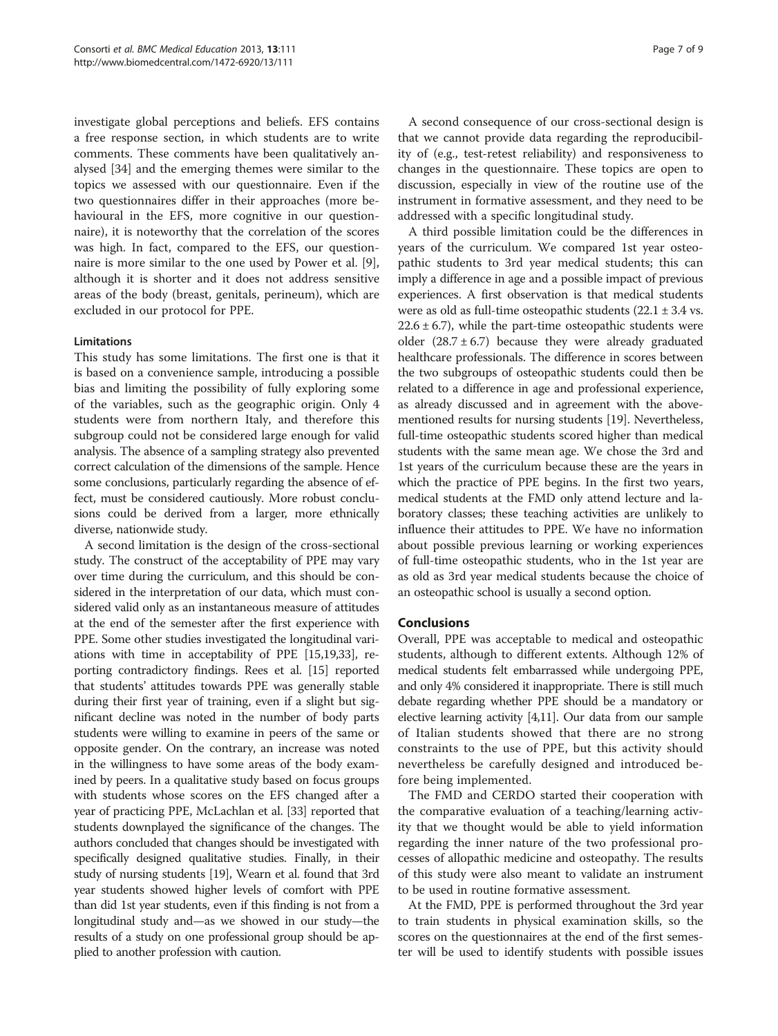investigate global perceptions and beliefs. EFS contains a free response section, in which students are to write comments. These comments have been qualitatively analysed [34] and the emerging themes were similar to the topics we assessed with our questionnaire. Even if the two questionnaires differ in their approaches (more behavioural in the EFS, more cognitive in our questionnaire), it is noteworthy that the correlation of the scores was high. In fact, compared to the EFS, our questionnaire is more similar to the one used by Power et al. [9], although it is shorter and it does not address sensitive areas of the body (breast, genitals, perineum), which are excluded in our protocol for PPE.

### Limitations

This study has some limitations. The first one is that it is based on a convenience sample, introducing a possible bias and limiting the possibility of fully exploring some of the variables, such as the geographic origin. Only 4 students were from northern Italy, and therefore this subgroup could not be considered large enough for valid analysis. The absence of a sampling strategy also prevented correct calculation of the dimensions of the sample. Hence some conclusions, particularly regarding the absence of effect, must be considered cautiously. More robust conclusions could be derived from a larger, more ethnically diverse, nationwide study.

A second limitation is the design of the cross-sectional study. The construct of the acceptability of PPE may vary over time during the curriculum, and this should be considered in the interpretation of our data, which must considered valid only as an instantaneous measure of attitudes at the end of the semester after the first experience with PPE. Some other studies investigated the longitudinal variations with time in acceptability of PPE [15,19,33], reporting contradictory findings. Rees et al. [15] reported that students' attitudes towards PPE was generally stable during their first year of training, even if a slight but significant decline was noted in the number of body parts students were willing to examine in peers of the same or opposite gender. On the contrary, an increase was noted in the willingness to have some areas of the body examined by peers. In a qualitative study based on focus groups with students whose scores on the EFS changed after a year of practicing PPE, McLachlan et al. [33] reported that students downplayed the significance of the changes. The authors concluded that changes should be investigated with specifically designed qualitative studies. Finally, in their study of nursing students [19], Wearn et al. found that 3rd year students showed higher levels of comfort with PPE than did 1st year students, even if this finding is not from a longitudinal study and—as we showed in our study—the results of a study on one professional group should be applied to another profession with caution.

A second consequence of our cross-sectional design is that we cannot provide data regarding the reproducibility of (e.g., test-retest reliability) and responsiveness to changes in the questionnaire. These topics are open to discussion, especially in view of the routine use of the instrument in formative assessment, and they need to be addressed with a specific longitudinal study.

A third possible limitation could be the differences in years of the curriculum. We compared 1st year osteopathic students to 3rd year medical students; this can imply a difference in age and a possible impact of previous experiences. A first observation is that medical students were as old as full-time osteopathic students ($22.1 \pm 3.4$ vs. $22.6 \pm 6.7$), while the part-time osteopathic students were older ($28.7 \pm 6.7$) because they were already graduated healthcare professionals. The difference in scores between the two subgroups of osteopathic students could then be related to a difference in age and professional experience, as already discussed and in agreement with the above-mentioned results for nursing students [19]. Nevertheless, full-time osteopathic students scored higher than medical students with the same mean age. We chose the 3rd and 1st years of the curriculum because these are the years in which the practice of PPE begins. In the first two years, medical students at the FMD only attend lecture and laboratory classes; these teaching activities are unlikely to influence their attitudes to PPE. We have no information about possible previous learning or working experiences of full-time osteopathic students, who in the 1st year are as old as 3rd year medical students because the choice of an osteopathic school is usually a second option.

## Conclusions

Overall, PPE was acceptable to medical and osteopathic students, although to different extents. Although 12% of medical students felt embarrassed while undergoing PPE, and only 4% considered it inappropriate. There is still much debate regarding whether PPE should be a mandatory or elective learning activity [4,11]. Our data from our sample of Italian students showed that there are no strong constraints to the use of PPE, but this activity should nevertheless be carefully designed and introduced before being implemented.

The FMD and CERDO started their cooperation with the comparative evaluation of a teaching/learning activity that we thought would be able to yield information regarding the inner nature of the two professional processes of allopathic medicine and osteopathy. The results of this study were also meant to validate an instrument to be used in routine formative assessment.

At the FMD, PPE is performed throughout the 3rd year to train students in physical examination skills, so the scores on the questionnaires at the end of the first semester will be used to identify students with possible issues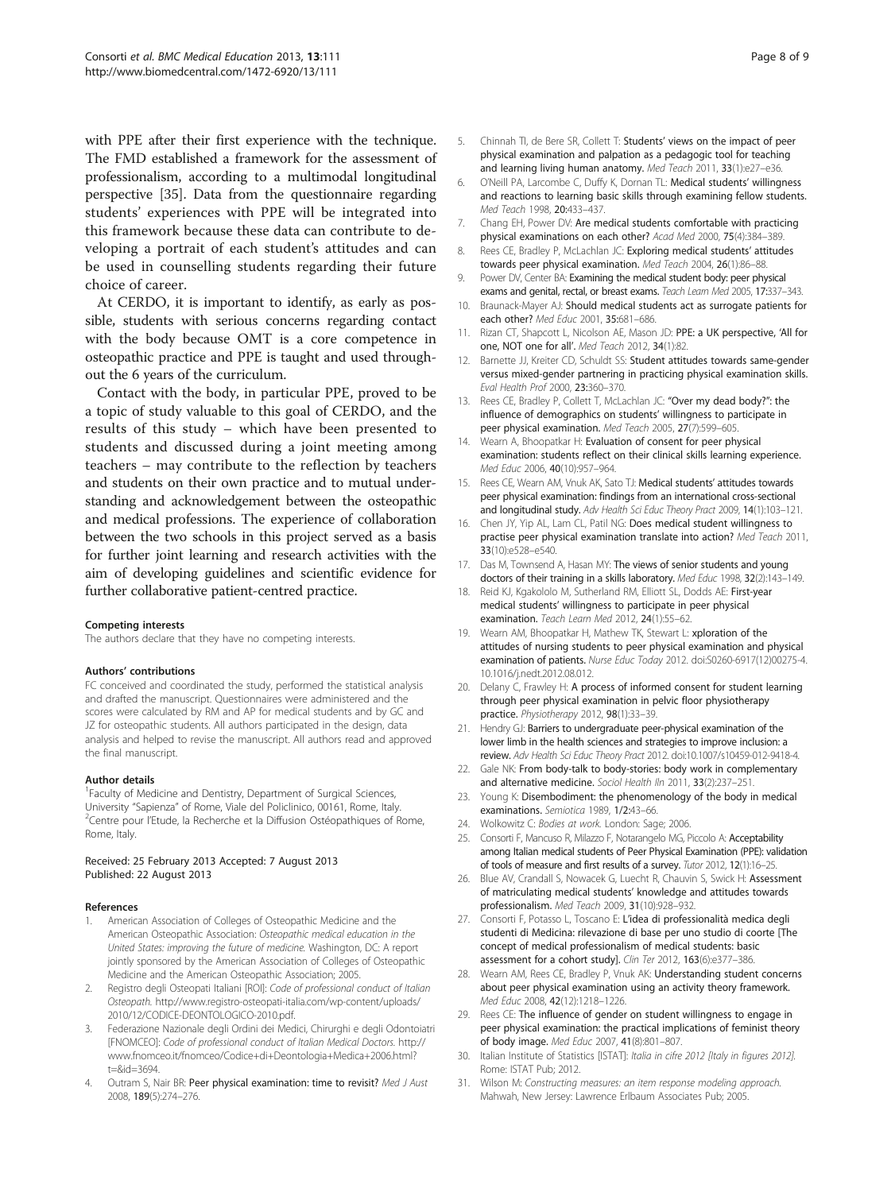with PPE after their first experience with the technique. The FMD established a framework for the assessment of professionalism, according to a multimodal longitudinal perspective [35]. Data from the questionnaire regarding students' experiences with PPE will be integrated into this framework because these data can contribute to developing a portrait of each student's attitudes and can be used in counselling students regarding their future choice of career.

At CERDO, it is important to identify, as early as possible, students with serious concerns regarding contact with the body because OMT is a core competence in osteopathic practice and PPE is taught and used throughout the 6 years of the curriculum.

Contact with the body, in particular PPE, proved to be a topic of study valuable to this goal of CERDO, and the results of this study – which have been presented to students and discussed during a joint meeting among teachers – may contribute to the reflection by teachers and students on their own practice and to mutual understanding and acknowledgement between the osteopathic and medical professions. The experience of collaboration between the two schools in this project served as a basis for further joint learning and research activities with the aim of developing guidelines and scientific evidence for further collaborative patient-centred practice.

#### Competing interests

The authors declare that they have no competing interests.

#### Authors' contributions

FC conceived and coordinated the study, performed the statistical analysis and drafted the manuscript. Questionnaires were administered and the scores were calculated by RM and AP for medical students and by GC and JZ for osteopathic students. All authors participated in the design, data analysis and helped to revise the manuscript. All authors read and approved the final manuscript.

#### Author details

[1]Faculty of Medicine and Dentistry, Department of Surgical Sciences, University "Sapienza" of Rome, Viale del Policlinico, 00161, Rome, Italy. [2]Centre pour l'Etude, la Recherche et la Diffusion Ostéopathiques of Rome, Rome, Italy.

Received: 25 February 2013 Accepted: 7 August 2013
Published: 22 August 2013

#### References

1. American Association of Colleges of Osteopathic Medicine and the American Osteopathic Association: *Osteopathic medical education in the United States: improving the future of medicine.* Washington, DC: A report jointly sponsored by the American Association of Colleges of Osteopathic Medicine and the American Osteopathic Association; 2005.
2. Registro degli Osteopati Italiani [ROI]: *Code of professional conduct of Italian Osteopath.* http://www.registro-osteopati-italia.com/wp-content/uploads/2010/12/CODICE-DEONTOLOGICO-2010.pdf.
3. Federazione Nazionale degli Ordini dei Medici, Chirurghi e degli Odontoiatri [FNOMCEO]: *Code of professional conduct of Italian Medical Doctors.* http://www.fnomceo.it/fnomceo/Codice+di+Deontologia+Medica+2006.html?t=&id=3694.
4. Outram S, Nair BR: **Peer physical examination: time to revisit?** *Med J Aust* 2008, **189**(5):274–276.
5. Chinnah TI, de Bere SR, Collett T: **Students' views on the impact of peer physical examination and palpation as a pedagogic tool for teaching and learning living human anatomy.** *Med Teach* 2011, **33**(1):e27–e36.
6. O'Neill PA, Larcombe C, Duffy K, Dornan TL: **Medical students' willingness and reactions to learning basic skills through examining fellow students.** *Med Teach* 1998, **20**:433–437.
7. Chang EH, Power DV: **Are medical students comfortable with practicing physical examinations on each other?** *Acad Med* 2000, **75**(4):384–389.
8. Rees CE, Bradley P, McLachlan JC: **Exploring medical students' attitudes towards peer physical examination.** *Med Teach* 2004, **26**(1):86–88.
9. Power DV, Center BA: **Examining the medical student body: peer physical exams and genital, rectal, or breast exams.** *Teach Learn Med* 2005, **17**:337–343.
10. Braunack-Mayer AJ: **Should medical students act as surrogate patients for each other?** *Med Educ* 2001, **35**:681–686.
11. Rizan CT, Shapcott L, Nicolson AE, Mason JD: **PPE: a UK perspective, 'All for one, NOT one for all'.** *Med Teach* 2012, **34**(1):82.
12. Barnette JJ, Kreiter CD, Schuldt SS: **Student attitudes towards same-gender versus mixed-gender partnering in practicing physical examination skills.** *Eval Health Prof* 2000, **23**:360–370.
13. Rees CE, Bradley P, Collett T, McLachlan JC: **"Over my dead body?": the influence of demographics on students' willingness to participate in peer physical examination.** *Med Teach* 2005, **27**(7):599–605.
14. Wearn A, Bhoopatkar H: **Evaluation of consent for peer physical examination: students reflect on their clinical skills learning experience.** *Med Educ* 2006, **40**(10):957–964.
15. Rees CE, Wearn AM, Vnuk AK, Sato TJ: **Medical students' attitudes towards peer physical examination: findings from an international cross-sectional and longitudinal study.** *Adv Health Sci Educ Theory Pract* 2009, **14**(1):103–121.
16. Chen JY, Yip AL, Lam CL, Patil NG: **Does medical student willingness to practise peer physical examination translate into action?** *Med Teach* 2011, **33**(10):e528–e540.
17. Das M, Townsend A, Hasan MY: **The views of senior students and young doctors of their training in a skills laboratory.** *Med Educ* 1998, **32**(2):143–149.
18. Reid KJ, Kgakololo M, Sutherland RM, Elliott SL, Dodds AE: **First-year medical students' willingness to participate in peer physical examination.** *Teach Learn Med* 2012, **24**(1):55–62.
19. Wearn AM, Bhoopatkar H, Mathew TK, Stewart L: **xploration of the attitudes of nursing students to peer physical examination and physical examination of patients.** *Nurse Educ Today* 2012. doi:S0260-6917(12)00275-4. 10.1016/j.nedt.2012.08.012.
20. Delany C, Frawley H: **A process of informed consent for student learning through peer physical examination in pelvic floor physiotherapy practice.** *Physiotherapy* 2012, **98**(1):33–39.
21. Hendry GJ: **Barriers to undergraduate peer-physical examination of the lower limb in the health sciences and strategies to improve inclusion: a review.** *Adv Health Sci Educ Theory Pract* 2012. doi:10.1007/s10459-012-9418-4.
22. Gale NK: **From body-talk to body-stories: body work in complementary and alternative medicine.** *Sociol Health Ill* 2011, **33**(2):237–251.
23. Young K: **Disembodiment: the phenomenology of the body in medical examinations.** *Semiotica* 1989, 1/2:43–66.
24. Wolkowitz C: *Bodies at work.* London: Sage; 2006.
25. Consorti F, Mancuso R, Milazzo F, Notarangelo MG, Piccolo A: **Acceptability among Italian medical students of Peer Physical Examination (PPE): validation of tools of measure and first results of a survey.** *Tutor* 2012, **12**(1):16–25.
26. Blue AV, Crandall S, Nowacek G, Luecht R, Chauvin S, Swick H: **Assessment of matriculating medical students' knowledge and attitudes towards professionalism.** *Med Teach* 2009, **31**(10):928–932.
27. Consorti F, Potasso L, Toscano E: **L'idea di professionalità medica degli studenti di Medicina: rilevazione di base per uno studio di coorte [The concept of medical professionalism of medical students: basic assessment for a cohort study].** *Clin Ter* 2012, **163**(6):e377–386.
28. Wearn AM, Rees CE, Bradley P, Vnuk AK: **Understanding student concerns about peer physical examination using an activity theory framework.** *Med Educ* 2008, **42**(12):1218–1226.
29. Rees CE: **The influence of gender on student willingness to engage in peer physical examination: the practical implications of feminist theory of body image.** *Med Educ* 2007, **41**(8):801–807.
30. Italian Institute of Statistics [ISTAT]: *Italia in cifre 2012 [Italy in figures 2012].* Rome: ISTAT Pub; 2012.
31. Wilson M: *Constructing measures: an item response modeling approach.* Mahwah, New Jersey: Lawrence Erlbaum Associates Pub; 2005.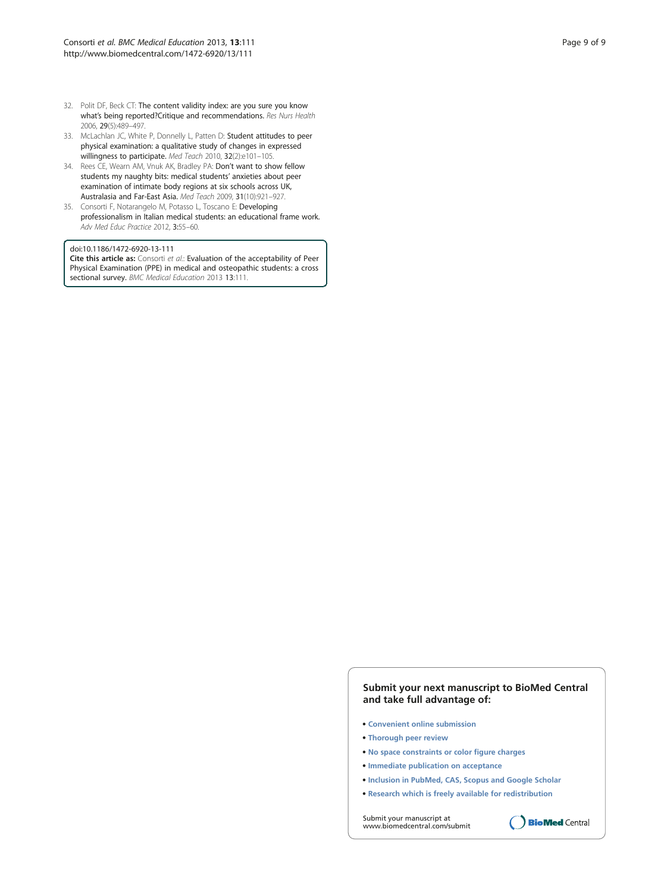32. Polit DF, Beck CT: **The content validity index: are you sure you know what's being reported?Critique and recommendations.** *Res Nurs Health* 2006, **29**(5):489–497.
33. McLachlan JC, White P, Donnelly L, Patten D: **Student attitudes to peer physical examination: a qualitative study of changes in expressed willingness to participate.** *Med Teach* 2010, **32**(2):e101–105.
34. Rees CE, Wearn AM, Vnuk AK, Bradley PA: **Don't want to show fellow students my naughty bits: medical students' anxieties about peer examination of intimate body regions at six schools across UK, Australasia and Far-East Asia.** *Med Teach* 2009, **31**(10):921–927.
35. Consorti F, Notarangelo M, Potasso L, Toscano E: **Developing professionalism in Italian medical students: an educational frame work.** *Adv Med Educ Practice* 2012, **3**:55–60.

doi:10.1186/1472-6920-13-111

**Cite this article as:** Consorti *et al.*: Evaluation of the acceptability of Peer Physical Examination (PPE) in medical and osteopathic students: a cross sectional survey. *BMC Medical Education* 2013 **13**:111.

**Submit your next manuscript to BioMed Central and take full advantage of:**

- **Convenient online submission**
- **Thorough peer review**
- **No space constraints or color figure charges**
- **Immediate publication on acceptance**
- **Inclusion in PubMed, CAS, Scopus and Google Scholar**
- **Research which is freely available for redistribution**

Submit your manuscript at
www.biomedcentral.com/submit

BioMed Central